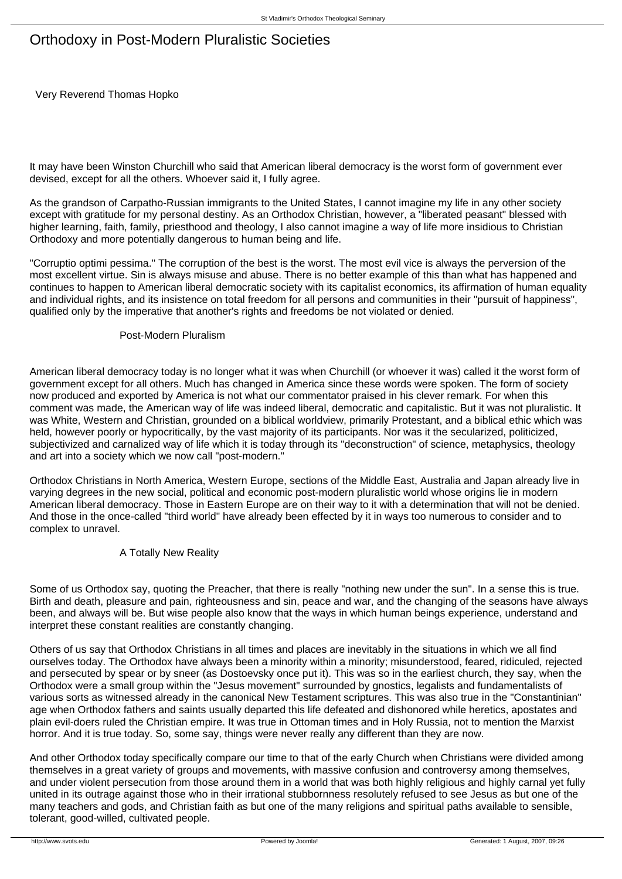# Orthodoxy in Post-Modern Pluralistic Societies

Very Reverend Thomas Hopko

It may have been Winston Churchill who said that American liberal democracy is the worst form of government ever devised, except for all the others. Whoever said it, I fully agree.

As the grandson of Carpatho-Russian immigrants to the United States, I cannot imagine my life in any other society except with gratitude for my personal destiny. As an Orthodox Christian, however, a "liberated peasant" blessed with higher learning, faith, family, priesthood and theology, I also cannot imagine a way of life more insidious to Christian Orthodoxy and more potentially dangerous to human being and life.

"Corruptio optimi pessima." The corruption of the best is the worst. The most evil vice is always the perversion of the most excellent virtue. Sin is always misuse and abuse. There is no better example of this than what has happened and continues to happen to American liberal democratic society with its capitalist economics, its affirmation of human equality and individual rights, and its insistence on total freedom for all persons and communities in their "pursuit of happiness", qualified only by the imperative that another's rights and freedoms be not violated or denied.

## Post-Modern Pluralism

American liberal democracy today is no longer what it was when Churchill (or whoever it was) called it the worst form of government except for all others. Much has changed in America since these words were spoken. The form of society now produced and exported by America is not what our commentator praised in his clever remark. For when this comment was made, the American way of life was indeed liberal, democratic and capitalistic. But it was not pluralistic. It was White, Western and Christian, grounded on a biblical worldview, primarily Protestant, and a biblical ethic which was held, however poorly or hypocritically, by the vast majority of its participants. Nor was it the secularized, politicized, subjectivized and carnalized way of life which it is today through its "deconstruction" of science, metaphysics, theology and art into a society which we now call "post-modern."

Orthodox Christians in North America, Western Europe, sections of the Middle East, Australia and Japan already live in varying degrees in the new social, political and economic post-modern pluralistic world whose origins lie in modern American liberal democracy. Those in Eastern Europe are on their way to it with a determination that will not be denied. And those in the once-called "third world" have already been effected by it in ways too numerous to consider and to complex to unravel.

## A Totally New Reality

Some of us Orthodox say, quoting the Preacher, that there is really "nothing new under the sun". In a sense this is true. Birth and death, pleasure and pain, righteousness and sin, peace and war, and the changing of the seasons have always been, and always will be. But wise people also know that the ways in which human beings experience, understand and interpret these constant realities are constantly changing.

Others of us say that Orthodox Christians in all times and places are inevitably in the situations in which we all find ourselves today. The Orthodox have always been a minority within a minority; misunderstood, feared, ridiculed, rejected and persecuted by spear or by sneer (as Dostoevsky once put it). This was so in the earliest church, they say, when the Orthodox were a small group within the "Jesus movement" surrounded by gnostics, legalists and fundamentalists of various sorts as witnessed already in the canonical New Testament scriptures. This was also true in the "Constantinian" age when Orthodox fathers and saints usually departed this life defeated and dishonored while heretics, apostates and plain evil-doers ruled the Christian empire. It was true in Ottoman times and in Holy Russia, not to mention the Marxist horror. And it is true today. So, some say, things were never really any different than they are now.

And other Orthodox today specifically compare our time to that of the early Church when Christians were divided among themselves in a great variety of groups and movements, with massive confusion and controversy among themselves, and under violent persecution from those around them in a world that was both highly religious and highly carnal yet fully united in its outrage against those who in their irrational stubbornness resolutely refused to see Jesus as but one of the many teachers and gods, and Christian faith as but one of the many religions and spiritual paths available to sensible, tolerant, good-willed, cultivated people.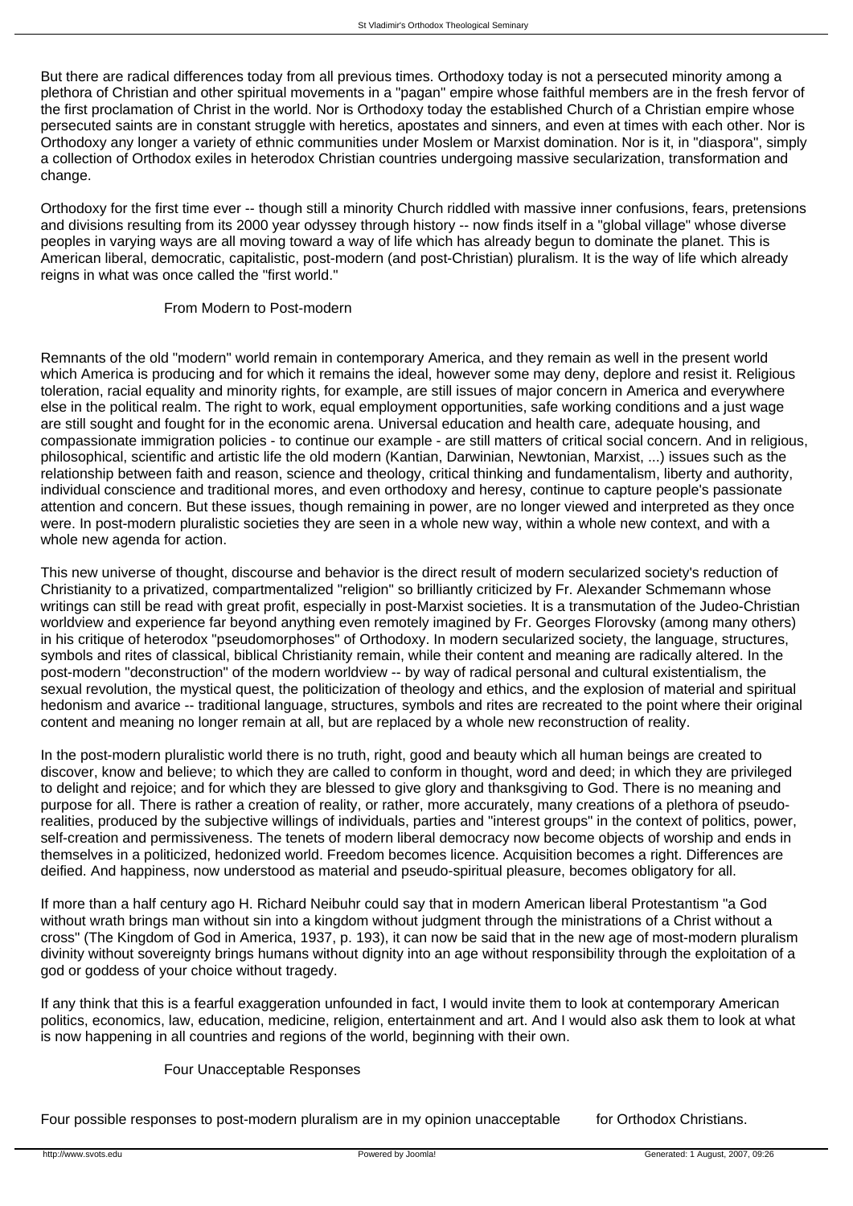But there are radical differences today from all previous times. Orthodoxy today is not a persecuted minority among a plethora of Christian and other spiritual movements in a "pagan" empire whose faithful members are in the fresh fervor of the first proclamation of Christ in the world. Nor is Orthodoxy today the established Church of a Christian empire whose persecuted saints are in constant struggle with heretics, apostates and sinners, and even at times with each other. Nor is Orthodoxy any longer a variety of ethnic communities under Moslem or Marxist domination. Nor is it, in "diaspora", simply a collection of Orthodox exiles in heterodox Christian countries undergoing massive secularization, transformation and change.

Orthodoxy for the first time ever -- though still a minority Church riddled with massive inner confusions, fears, pretensions and divisions resulting from its 2000 year odyssey through history -- now finds itself in a "global village" whose diverse peoples in varying ways are all moving toward a way of life which has already begun to dominate the planet. This is American liberal, democratic, capitalistic, post-modern (and post-Christian) pluralism. It is the way of life which already reigns in what was once called the "first world."

## From Modern to Post-modern

Remnants of the old "modern" world remain in contemporary America, and they remain as well in the present world which America is producing and for which it remains the ideal, however some may deny, deplore and resist it. Religious toleration, racial equality and minority rights, for example, are still issues of major concern in America and everywhere else in the political realm. The right to work, equal employment opportunities, safe working conditions and a just wage are still sought and fought for in the economic arena. Universal education and health care, adequate housing, and compassionate immigration policies - to continue our example - are still matters of critical social concern. And in religious, philosophical, scientific and artistic life the old modern (Kantian, Darwinian, Newtonian, Marxist, ...) issues such as the relationship between faith and reason, science and theology, critical thinking and fundamentalism, liberty and authority, individual conscience and traditional mores, and even orthodoxy and heresy, continue to capture people's passionate attention and concern. But these issues, though remaining in power, are no longer viewed and interpreted as they once were. In post-modern pluralistic societies they are seen in a whole new way, within a whole new context, and with a whole new agenda for action.

This new universe of thought, discourse and behavior is the direct result of modern secularized society's reduction of Christianity to a privatized, compartmentalized "religion" so brilliantly criticized by Fr. Alexander Schmemann whose writings can still be read with great profit, especially in post-Marxist societies. It is a transmutation of the Judeo-Christian worldview and experience far beyond anything even remotely imagined by Fr. Georges Florovsky (among many others) in his critique of heterodox "pseudomorphoses" of Orthodoxy. In modern secularized society, the language, structures, symbols and rites of classical, biblical Christianity remain, while their content and meaning are radically altered. In the post-modern "deconstruction" of the modern worldview -- by way of radical personal and cultural existentialism, the sexual revolution, the mystical quest, the politicization of theology and ethics, and the explosion of material and spiritual hedonism and avarice -- traditional language, structures, symbols and rites are recreated to the point where their original content and meaning no longer remain at all, but are replaced by a whole new reconstruction of reality.

In the post-modern pluralistic world there is no truth, right, good and beauty which all human beings are created to discover, know and believe; to which they are called to conform in thought, word and deed; in which they are privileged to delight and rejoice; and for which they are blessed to give glory and thanksgiving to God. There is no meaning and purpose for all. There is rather a creation of reality, or rather, more accurately, many creations of a plethora of pseudo-realities, produced by the subjective willings of individuals, parties and "interest groups" in the context of politics, power, self-creation and permissiveness. The tenets of modern liberal democracy now become objects of worship and ends in themselves in a politicized, hedonized world. Freedom becomes licence. Acquisition becomes a right. Differences are deified. And happiness, now understood as material and pseudo-spiritual pleasure, becomes obligatory for all.

If more than a half century ago H. Richard Neibuhr could say that in modern American liberal Protestantism "a God without wrath brings man without sin into a kingdom without judgment through the ministrations of a Christ without a cross" (The Kingdom of God in America, 1937, p. 193), it can now be said that in the new age of most-modern pluralism divinity without sovereignty brings humans without dignity into an age without responsibility through the exploitation of a god or goddess of your choice without tragedy.

If any think that this is a fearful exaggeration unfounded in fact, I would invite them to look at contemporary American politics, economics, law, education, medicine, religion, entertainment and art. And I would also ask them to look at what is now happening in all countries and regions of the world, beginning with their own.

## Four Unacceptable Responses

Four possible responses to post-modern pluralism are in my opinion unacceptable for Orthodox Christians.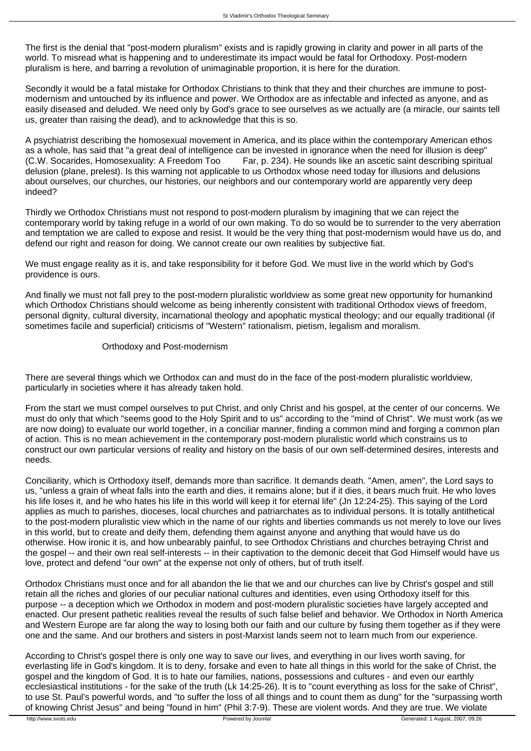The first is the denial that "post-modern pluralism" exists and is rapidly growing in clarity and power in all parts of the world. To misread what is happening and to underestimate its impact would be fatal for Orthodoxy. Post-modern pluralism is here, and barring a revolution of unimaginable proportion, it is here for the duration.

Secondly it would be a fatal mistake for Orthodox Christians to think that they and their churches are immune to post-modernism and untouched by its influence and power. We Orthodox are as infectable and infected as anyone, and as easily diseased and deluded. We need only by God's grace to see ourselves as we actually are (a miracle, our saints tell us, greater than raising the dead), and to acknowledge that this is so.

A psychiatrist describing the homosexual movement in America, and its place within the contemporary American ethos as a whole, has said that "a great deal of intelligence can be invested in ignorance when the need for illusion is deep" (C.W. Socarides, Homosexuality: A Freedom Too Far, p. 234). He sounds like an ascetic saint describing spiritual delusion (plane, prelest). Is this warning not applicable to us Orthodox whose need today for illusions and delusions about ourselves, our churches, our histories, our neighbors and our contemporary world are apparently very deep indeed?

Thirdly we Orthodox Christians must not respond to post-modern pluralism by imagining that we can reject the contemporary world by taking refuge in a world of our own making. To do so would be to surrender to the very aberration and temptation we are called to expose and resist. It would be the very thing that post-modernism would have us do, and defend our right and reason for doing. We cannot create our own realities by subjective fiat.

We must engage reality as it is, and take responsibility for it before God. We must live in the world which by God's providence is ours.

And finally we must not fall prey to the post-modern pluralistic worldview as some great new opportunity for humankind which Orthodox Christians should welcome as being inherently consistent with traditional Orthodox views of freedom, personal dignity, cultural diversity, incarnational theology and apophatic mystical theology; and our equally traditional (if sometimes facile and superficial) criticisms of "Western" rationalism, pietism, legalism and moralism.

## Orthodoxy and Post-modernism

There are several things which we Orthodox can and must do in the face of the post-modern pluralistic worldview, particularly in societies where it has already taken hold.

From the start we must compel ourselves to put Christ, and only Christ and his gospel, at the center of our concerns. We must do only that which "seems good to the Holy Spirit and to us" according to the "mind of Christ". We must work (as we are now doing) to evaluate our world together, in a conciliar manner, finding a common mind and forging a common plan of action. This is no mean achievement in the contemporary post-modern pluralistic world which constrains us to construct our own particular versions of reality and history on the basis of our own self-determined desires, interests and needs.

Conciliarity, which is Orthodoxy itself, demands more than sacrifice. It demands death. "Amen, amen", the Lord says to us, "unless a grain of wheat falls into the earth and dies, it remains alone; but if it dies, it bears much fruit. He who loves his life loses it, and he who hates his life in this world will keep it for eternal life" (Jn 12:24-25). This saying of the Lord applies as much to parishes, dioceses, local churches and patriarchates as to individual persons. It is totally antithetical to the post-modern pluralistic view which in the name of our rights and liberties commands us not merely to love our lives in this world, but to create and deify them, defending them against anyone and anything that would have us do otherwise. How ironic it is, and how unbearably painful, to see Orthodox Christians and churches betraying Christ and the gospel -- and their own real self-interests -- in their captivation to the demonic deceit that God Himself would have us love, protect and defend "our own" at the expense not only of others, but of truth itself.

Orthodox Christians must once and for all abandon the lie that we and our churches can live by Christ's gospel and still retain all the riches and glories of our peculiar national cultures and identities, even using Orthodoxy itself for this purpose -- a deception which we Orthodox in modern and post-modern pluralistic societies have largely accepted and enacted. Our present pathetic realities reveal the results of such false belief and behavior. We Orthodox in North America and Western Europe are far along the way to losing both our faith and our culture by fusing them together as if they were one and the same. And our brothers and sisters in post-Marxist lands seem not to learn much from our experience.

According to Christ's gospel there is only one way to save our lives, and everything in our lives worth saving, for everlasting life in God's kingdom. It is to deny, forsake and even to hate all things in this world for the sake of Christ, the gospel and the kingdom of God. It is to hate our families, nations, possessions and cultures - and even our earthly ecclesiastical institutions - for the sake of the truth (Lk 14:25-26). It is to "count everything as loss for the sake of Christ", to use St. Paul's powerful words, and "to suffer the loss of all things and to count them as dung" for the "surpassing worth of knowing Christ Jesus" and being "found in him" (Phil 3:7-9). These are violent words. And they are true. We violate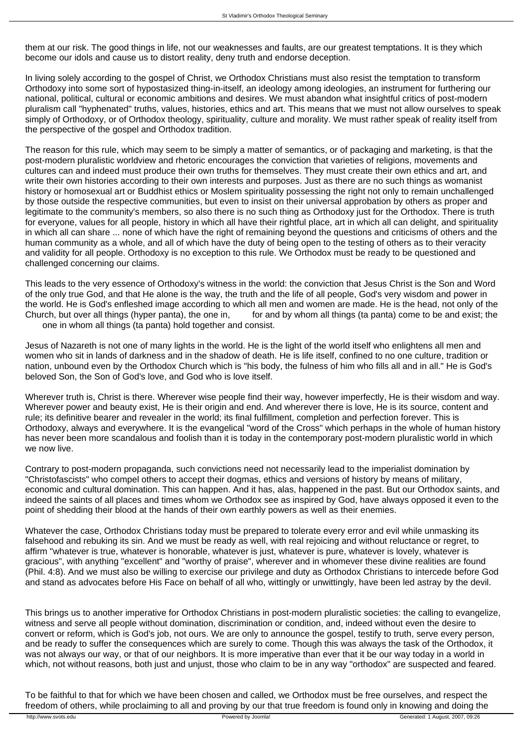them at our risk. The good things in life, not our weaknesses and faults, are our greatest temptations. It is they which become our idols and cause us to distort reality, deny truth and endorse deception.

In living solely according to the gospel of Christ, we Orthodox Christians must also resist the temptation to transform Orthodoxy into some sort of hypostasized thing-in-itself, an ideology among ideologies, an instrument for furthering our national, political, cultural or economic ambitions and desires. We must abandon what insightful critics of post-modern pluralism call "hyphenated" truths, values, histories, ethics and art. This means that we must not allow ourselves to speak simply of Orthodoxy, or of Orthodox theology, spirituality, culture and morality. We must rather speak of reality itself from the perspective of the gospel and Orthodox tradition.

The reason for this rule, which may seem to be simply a matter of semantics, or of packaging and marketing, is that the post-modern pluralistic worldview and rhetoric encourages the conviction that varieties of religions, movements and cultures can and indeed must produce their own truths for themselves. They must create their own ethics and art, and write their own histories according to their own interests and purposes. Just as there are no such things as womanist history or homosexual art or Buddhist ethics or Moslem spirituality possessing the right not only to remain unchallenged by those outside the respective communities, but even to insist on their universal approbation by others as proper and legitimate to the community's members, so also there is no such thing as Orthodoxy just for the Orthodox. There is truth for everyone, values for all people, history in which all have their rightful place, art in which all can delight, and spirituality in which all can share ... none of which have the right of remaining beyond the questions and criticisms of others and the human community as a whole, and all of which have the duty of being open to the testing of others as to their veracity and validity for all people. Orthodoxy is no exception to this rule. We Orthodox must be ready to be questioned and challenged concerning our claims.

This leads to the very essence of Orthodoxy's witness in the world: the conviction that Jesus Christ is the Son and Word of the only true God, and that He alone is the way, the truth and the life of all people, God's very wisdom and power in the world. He is God's enfleshed image according to which all men and women are made. He is the head, not only of the Church, but over all things (hyper panta), the one in, for and by whom all things (ta panta) come to be and exist; the one in whom all things (ta panta) hold together and consist.

Jesus of Nazareth is not one of many lights in the world. He is the light of the world itself who enlightens all men and women who sit in lands of darkness and in the shadow of death. He is life itself, confined to no one culture, tradition or nation, unbound even by the Orthodox Church which is "his body, the fulness of him who fills all and in all." He is God's beloved Son, the Son of God's love, and God who is love itself.

Wherever truth is, Christ is there. Wherever wise people find their way, however imperfectly, He is their wisdom and way. Wherever power and beauty exist, He is their origin and end. And wherever there is love, He is its source, content and rule; its definitive bearer and revealer in the world; its final fulfillment, completion and perfection forever. This is Orthodoxy, always and everywhere. It is the evangelical "word of the Cross" which perhaps in the whole of human history has never been more scandalous and foolish than it is today in the contemporary post-modern pluralistic world in which we now live.

Contrary to post-modern propaganda, such convictions need not necessarily lead to the imperialist domination by "Christofascists" who compel others to accept their dogmas, ethics and versions of history by means of military, economic and cultural domination. This can happen. And it has, alas, happened in the past. But our Orthodox saints, and indeed the saints of all places and times whom we Orthodox see as inspired by God, have always opposed it even to the point of shedding their blood at the hands of their own earthly powers as well as their enemies.

Whatever the case, Orthodox Christians today must be prepared to tolerate every error and evil while unmasking its falsehood and rebuking its sin. And we must be ready as well, with real rejoicing and without reluctance or regret, to affirm "whatever is true, whatever is honorable, whatever is just, whatever is pure, whatever is lovely, whatever is gracious", with anything "excellent" and "worthy of praise", wherever and in whomever these divine realities are found (Phil. 4:8). And we must also be willing to exercise our privilege and duty as Orthodox Christians to intercede before God and stand as advocates before His Face on behalf of all who, wittingly or unwittingly, have been led astray by the devil.

This brings us to another imperative for Orthodox Christians in post-modern pluralistic societies: the calling to evangelize, witness and serve all people without domination, discrimination or condition, and, indeed without even the desire to convert or reform, which is God's job, not ours. We are only to announce the gospel, testify to truth, serve every person, and be ready to suffer the consequences which are surely to come. Though this was always the task of the Orthodox, it was not always our way, or that of our neighbors. It is more imperative than ever that it be our way today in a world in which, not without reasons, both just and unjust, those who claim to be in any way "orthodox" are suspected and feared.

To be faithful to that for which we have been chosen and called, we Orthodox must be free ourselves, and respect the freedom of others, while proclaiming to all and proving by our that true freedom is found only in knowing and doing the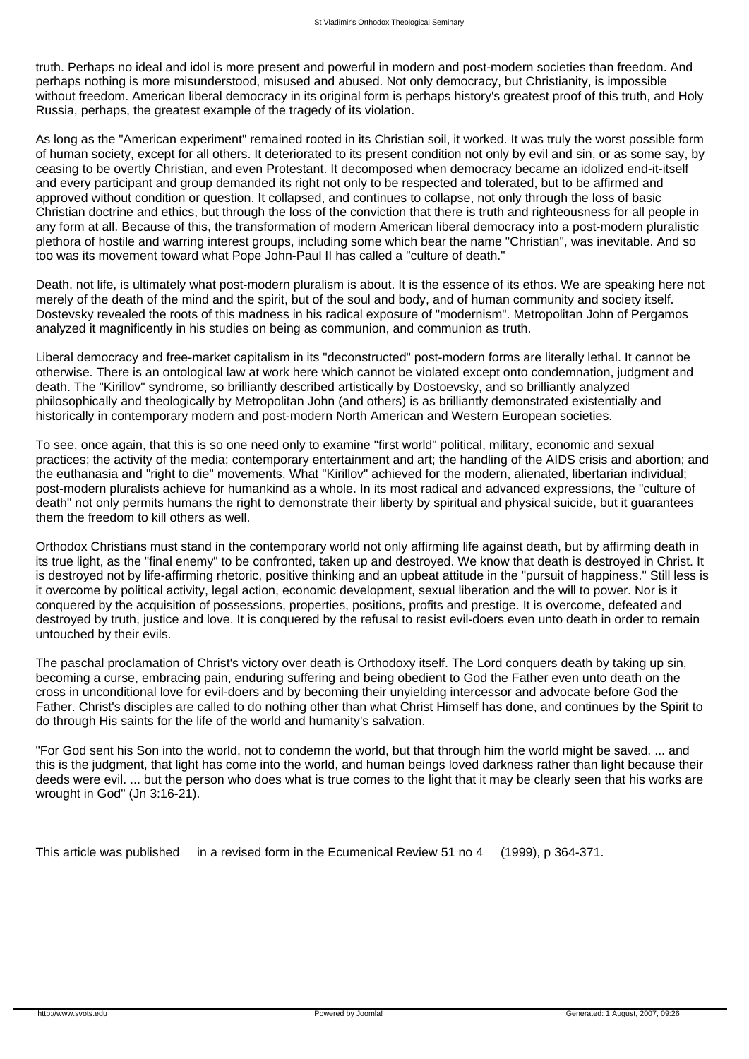truth. Perhaps no ideal and idol is more present and powerful in modern and post-modern societies than freedom. And perhaps nothing is more misunderstood, misused and abused. Not only democracy, but Christianity, is impossible without freedom. American liberal democracy in its original form is perhaps history's greatest proof of this truth, and Holy Russia, perhaps, the greatest example of the tragedy of its violation.

As long as the "American experiment" remained rooted in its Christian soil, it worked. It was truly the worst possible form of human society, except for all others. It deteriorated to its present condition not only by evil and sin, or as some say, by ceasing to be overtly Christian, and even Protestant. It decomposed when democracy became an idolized end-it-itself and every participant and group demanded its right not only to be respected and tolerated, but to be affirmed and approved without condition or question. It collapsed, and continues to collapse, not only through the loss of basic Christian doctrine and ethics, but through the loss of the conviction that there is truth and righteousness for all people in any form at all. Because of this, the transformation of modern American liberal democracy into a post-modern pluralistic plethora of hostile and warring interest groups, including some which bear the name "Christian", was inevitable. And so too was its movement toward what Pope John-Paul II has called a "culture of death."

Death, not life, is ultimately what post-modern pluralism is about. It is the essence of its ethos. We are speaking here not merely of the death of the mind and the spirit, but of the soul and body, and of human community and society itself. Dostevsky revealed the roots of this madness in his radical exposure of "modernism". Metropolitan John of Pergamos analyzed it magnificently in his studies on being as communion, and communion as truth.

Liberal democracy and free-market capitalism in its "deconstructed" post-modern forms are literally lethal. It cannot be otherwise. There is an ontological law at work here which cannot be violated except onto condemnation, judgment and death. The "Kirillov" syndrome, so brilliantly described artistically by Dostoevsky, and so brilliantly analyzed philosophically and theologically by Metropolitan John (and others) is as brilliantly demonstrated existentially and historically in contemporary modern and post-modern North American and Western European societies.

To see, once again, that this is so one need only to examine "first world" political, military, economic and sexual practices; the activity of the media; contemporary entertainment and art; the handling of the AIDS crisis and abortion; and the euthanasia and "right to die" movements. What "Kirillov" achieved for the modern, alienated, libertarian individual; post-modern pluralists achieve for humankind as a whole. In its most radical and advanced expressions, the "culture of death" not only permits humans the right to demonstrate their liberty by spiritual and physical suicide, but it guarantees them the freedom to kill others as well.

Orthodox Christians must stand in the contemporary world not only affirming life against death, but by affirming death in its true light, as the "final enemy" to be confronted, taken up and destroyed. We know that death is destroyed in Christ. It is destroyed not by life-affirming rhetoric, positive thinking and an upbeat attitude in the "pursuit of happiness." Still less is it overcome by political activity, legal action, economic development, sexual liberation and the will to power. Nor is it conquered by the acquisition of possessions, properties, positions, profits and prestige. It is overcome, defeated and destroyed by truth, justice and love. It is conquered by the refusal to resist evil-doers even unto death in order to remain untouched by their evils.

The paschal proclamation of Christ's victory over death is Orthodoxy itself. The Lord conquers death by taking up sin, becoming a curse, embracing pain, enduring suffering and being obedient to God the Father even unto death on the cross in unconditional love for evil-doers and by becoming their unyielding intercessor and advocate before God the Father. Christ's disciples are called to do nothing other than what Christ Himself has done, and continues by the Spirit to do through His saints for the life of the world and humanity's salvation.

"For God sent his Son into the world, not to condemn the world, but that through him the world might be saved. ... and this is the judgment, that light has come into the world, and human beings loved darkness rather than light because their deeds were evil. ... but the person who does what is true comes to the light that it may be clearly seen that his works are wrought in God" (Jn 3:16-21).

This article was published in a revised form in the Ecumenical Review 51 no 4 (1999), p 364-371.